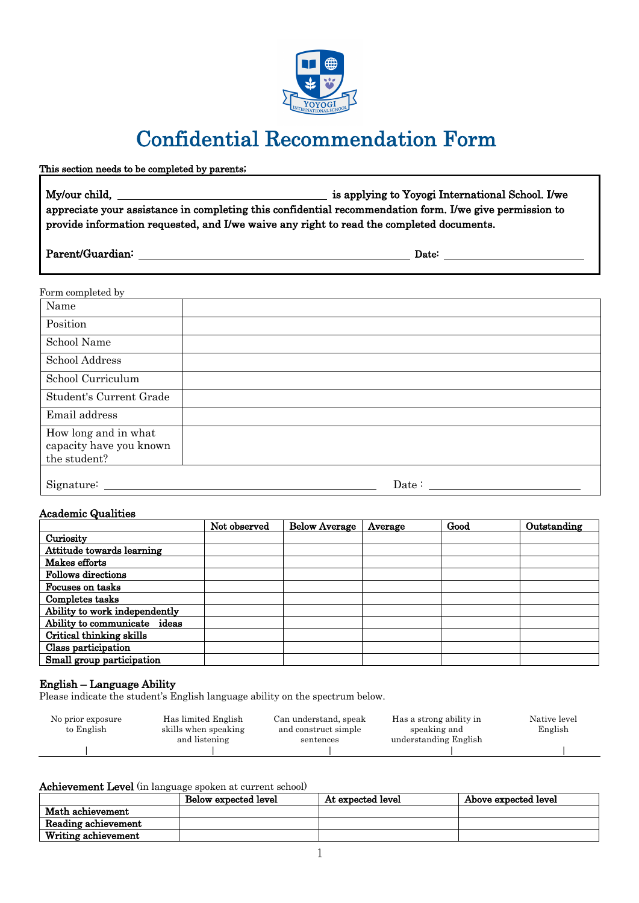# Confidential Recommendation Form

**This section needs to be completed by parents;**

**My/our child, \_\_\_\_\_\_\_\_\_\_\_\_\_\_\_\_\_\_\_\_\_\_\_\_\_\_\_\_\_\_\_\_ is applying to Yoyogi International School. I/we appreciate your assistance in completing this confidential recommendation form. I/we give permission to provide information requested, and I/we waive any right to read the completed documents.**

**Parent/Guardian:** \_\_\_\_\_\_\_\_\_\_\_\_\_\_\_\_\_\_\_\_\_\_\_\_\_\_\_\_\_\_\_\_\_\_\_\_\_\_\_\_ **Date:** \_\_\_\_\_\_\_\_\_\_\_\_\_\_\_\_\_\_\_\_\_\_

Form completed by

| | |
|---|---|
| Name | |
| Position | |
| School Name | |
| School Address | |
| School Curriculum | |
| Student's Current Grade | |
| Email address | |
| How long and in what capacity have you known the student? | |

Signature: \_\_\_\_\_\_\_\_\_\_\_\_\_\_\_\_\_\_\_\_\_\_\_\_\_\_\_\_\_\_\_\_\_\_\_\_\_\_\_\_ Date : \_\_\_\_\_\_\_\_\_\_\_\_\_\_\_\_\_\_\_\_\_\_

## Academic Qualities

| | Not observed | Below Average | Average | Good | Outstanding |
|---|---|---|---|---|---|
| **Curiosity** | | | | | |
| **Attitude towards learning** | | | | | |
| **Makes efforts** | | | | | |
| **Follows directions** | | | | | |
| **Focuses on tasks** | | | | | |
| **Completes tasks** | | | | | |
| **Ability to work independently** | | | | | |
| **Ability to communicate ideas** | | | | | |
| **Critical thinking skills** | | | | | |
| **Class participation** | | | | | |
| **Small group participation** | | | | | |

## English – Language Ability

Please indicate the student's English language ability on the spectrum below.

| No prior exposure to English | Has limited English skills when speaking and listening | Can understand, speak and construct simple sentences | Has a strong ability in speaking and understanding English | Native level English |
|---|---|---|---|---|
| \| | \| | \| | \| | \| |

## Achievement Level (in language spoken at current school)

| | Below expected level | At expected level | Above expected level |
|---|---|---|---|
| **Math achievement** | | | |
| **Reading achievement** | | | |
| **Writing achievement** | | | |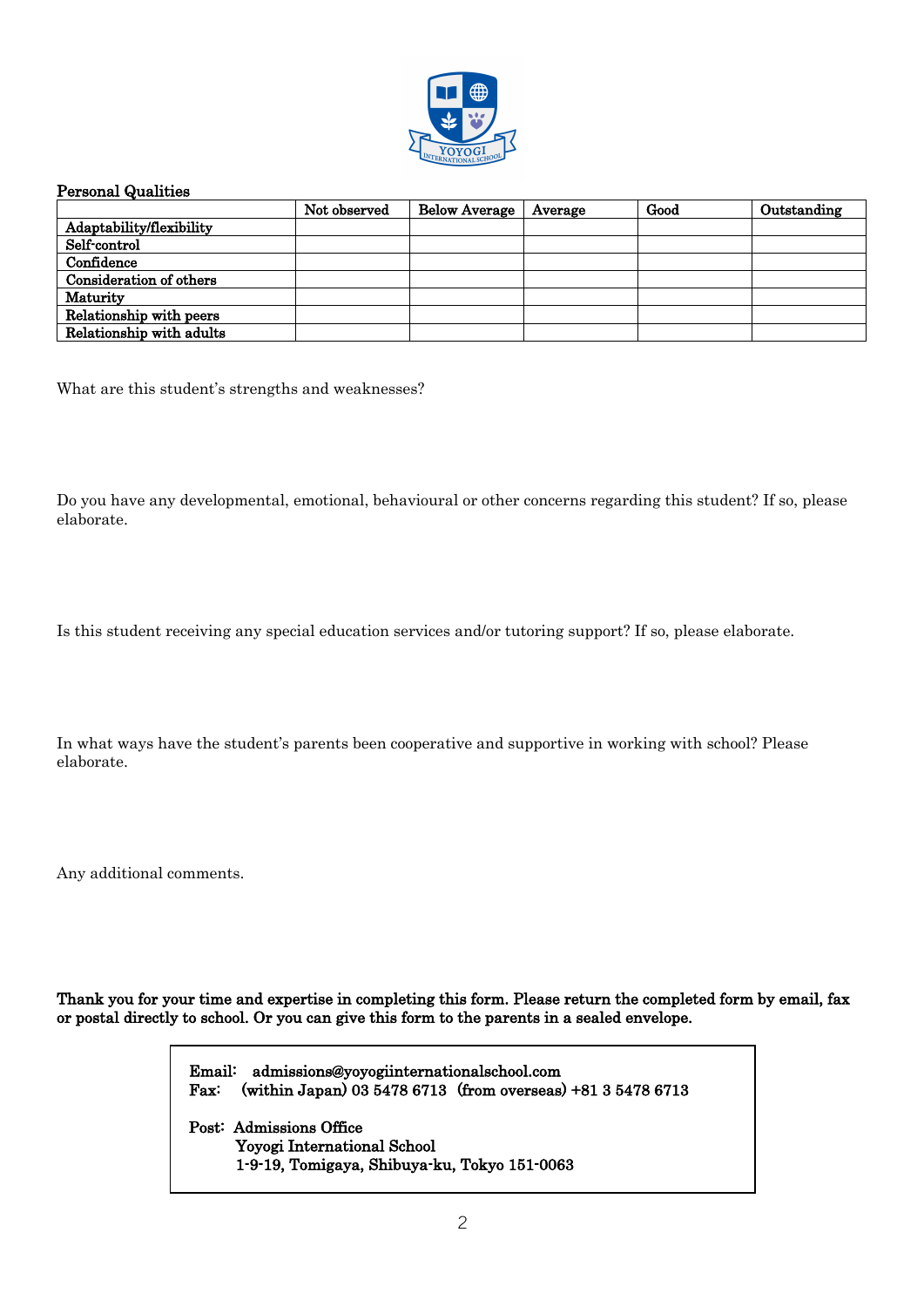**Personal Qualities**

| | Not observed | Below Average | Average | Good | Outstanding |
|---|---|---|---|---|---|
| **Adaptability/flexibility** | | | | | |
| **Self-control** | | | | | |
| **Confidence** | | | | | |
| **Consideration of others** | | | | | |
| **Maturity** | | | | | |
| **Relationship with peers** | | | | | |
| **Relationship with adults** | | | | | |

What are this student's strengths and weaknesses?

Do you have any developmental, emotional, behavioural or other concerns regarding this student? If so, please elaborate.

Is this student receiving any special education services and/or tutoring support? If so, please elaborate.

In what ways have the student's parents been cooperative and supportive in working with school? Please elaborate.

Any additional comments.

**Thank you for your time and expertise in completing this form. Please return the completed form by email, fax or postal directly to school. Or you can give this form to the parents in a sealed envelope.**

**Email:** admissions@yoyogiinternationalschool.com
**Fax:** (within Japan) 03 5478 6713 (from overseas) +81 3 5478 6713

**Post:** Admissions Office
Yoyogi International School
1-9-19, Tomigaya, Shibuya-ku, Tokyo 151-0063